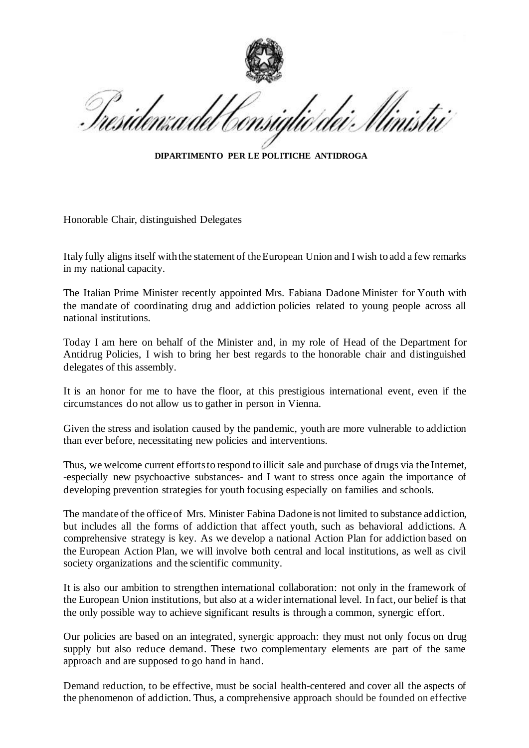*Presidenza del Consiglio dei Ministri*

**DIPARTIMENTO PER LE POLITICHE ANTIDROGA**

Honorable Chair, distinguished Delegates

Italy fully aligns itself with the statement of the European Union and I wish to add a few remarks in my national capacity.

The Italian Prime Minister recently appointed Mrs. Fabiana Dadone Minister for Youth with the mandate of coordinating drug and addiction policies related to young people across all national institutions.

Today I am here on behalf of the Minister and, in my role of Head of the Department for Antidrug Policies, I wish to bring her best regards to the honorable chair and distinguished delegates of this assembly.

It is an honor for me to have the floor, at this prestigious international event, even if the circumstances do not allow us to gather in person in Vienna.

Given the stress and isolation caused by the pandemic, youth are more vulnerable to addiction than ever before, necessitating new policies and interventions.

Thus, we welcome current efforts to respond to illicit sale and purchase of drugs via the Internet, -especially new psychoactive substances- and I want to stress once again the importance of developing prevention strategies for youth focusing especially on families and schools.

The mandate of the office of Mrs. Minister Fabina Dadone is not limited to substance addiction, but includes all the forms of addiction that affect youth, such as behavioral addictions. A comprehensive strategy is key. As we develop a national Action Plan for addiction based on the European Action Plan, we will involve both central and local institutions, as well as civil society organizations and the scientific community.

It is also our ambition to strengthen international collaboration: not only in the framework of the European Union institutions, but also at a wider international level. In fact, our belief is that the only possible way to achieve significant results is through a common, synergic effort.

Our policies are based on an integrated, synergic approach: they must not only focus on drug supply but also reduce demand. These two complementary elements are part of the same approach and are supposed to go hand in hand.

Demand reduction, to be effective, must be social health-centered and cover all the aspects of the phenomenon of addiction. Thus, a comprehensive approach should be founded on effective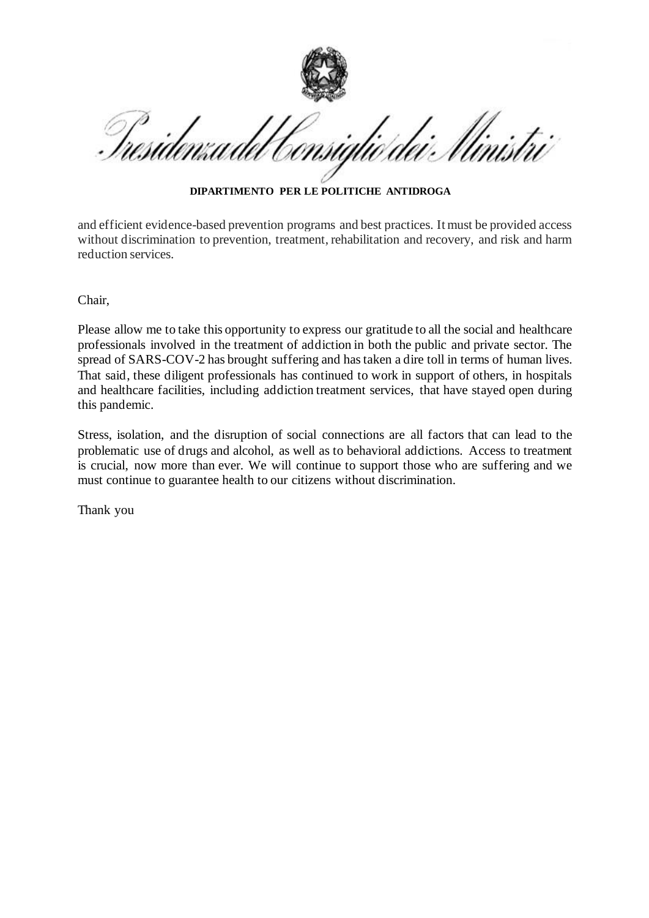and efficient evidence-based prevention programs and best practices. It must be provided access without discrimination to prevention, treatment, rehabilitation and recovery, and risk and harm reduction services.

Chair,

Please allow me to take this opportunity to express our gratitude to all the social and healthcare professionals involved in the treatment of addiction in both the public and private sector. The spread of SARS-COV-2 has brought suffering and has taken a dire toll in terms of human lives. That said, these diligent professionals has continued to work in support of others, in hospitals and healthcare facilities, including addiction treatment services, that have stayed open during this pandemic.

Stress, isolation, and the disruption of social connections are all factors that can lead to the problematic use of drugs and alcohol, as well as to behavioral addictions. Access to treatment is crucial, now more than ever. We will continue to support those who are suffering and we must continue to guarantee health to our citizens without discrimination.

Thank you